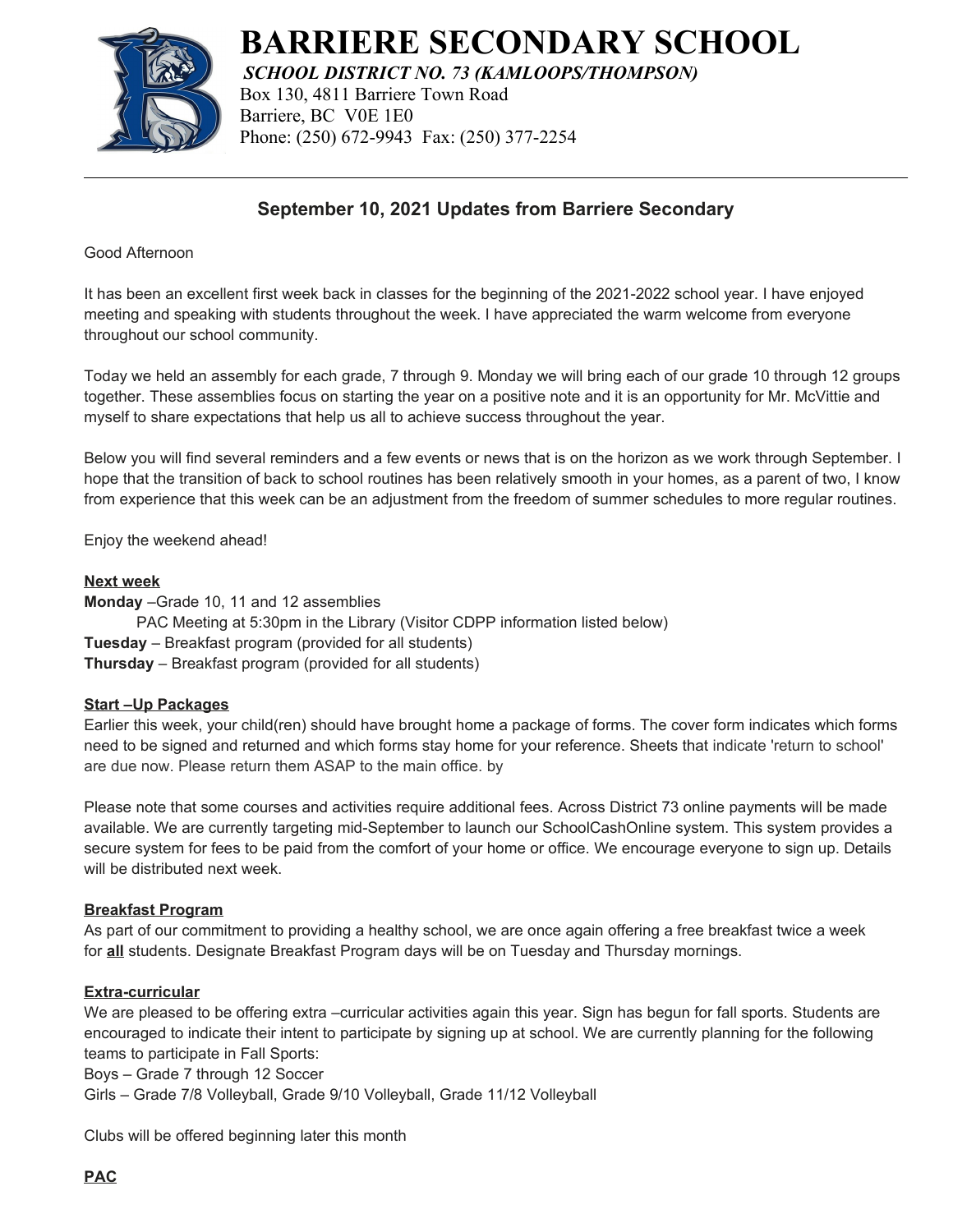# BARRIERE SECONDARY SCHOOL

***SCHOOL DISTRICT NO. 73 (KAMLOOPS/THOMPSON)***

Box 130, 4811 Barriere Town Road
Barriere, BC V0E 1E0
Phone: (250) 672-9943 Fax: (250) 377-2254

---

## September 10, 2021 Updates from Barriere Secondary

Good Afternoon

It has been an excellent first week back in classes for the beginning of the 2021-2022 school year. I have enjoyed meeting and speaking with students throughout the week. I have appreciated the warm welcome from everyone throughout our school community.

Today we held an assembly for each grade, 7 through 9. Monday we will bring each of our grade 10 through 12 groups together. These assemblies focus on starting the year on a positive note and it is an opportunity for Mr. McVittie and myself to share expectations that help us all to achieve success throughout the year.

Below you will find several reminders and a few events or news that is on the horizon as we work through September. I hope that the transition of back to school routines has been relatively smooth in your homes, as a parent of two, I know from experience that this week can be an adjustment from the freedom of summer schedules to more regular routines.

Enjoy the weekend ahead!

**Next week**

**Monday** –Grade 10, 11 and 12 assemblies
PAC Meeting at 5:30pm in the Library (Visitor CDPP information listed below)
**Tuesday** – Breakfast program (provided for all students)
**Thursday** – Breakfast program (provided for all students)

**Start –Up Packages**

Earlier this week, your child(ren) should have brought home a package of forms. The cover form indicates which forms need to be signed and returned and which forms stay home for your reference. Sheets that indicate 'return to school' are due now. Please return them ASAP to the main office. by

Please note that some courses and activities require additional fees. Across District 73 online payments will be made available. We are currently targeting mid-September to launch our SchoolCashOnline system. This system provides a secure system for fees to be paid from the comfort of your home or office. We encourage everyone to sign up. Details will be distributed next week.

**Breakfast Program**

As part of our commitment to providing a healthy school, we are once again offering a free breakfast twice a week for **all** students. Designate Breakfast Program days will be on Tuesday and Thursday mornings.

**Extra-curricular**

We are pleased to be offering extra –curricular activities again this year. Sign has begun for fall sports. Students are encouraged to indicate their intent to participate by signing up at school. We are currently planning for the following teams to participate in Fall Sports:
Boys – Grade 7 through 12 Soccer
Girls – Grade 7/8 Volleyball, Grade 9/10 Volleyball, Grade 11/12 Volleyball

Clubs will be offered beginning later this month

**PAC**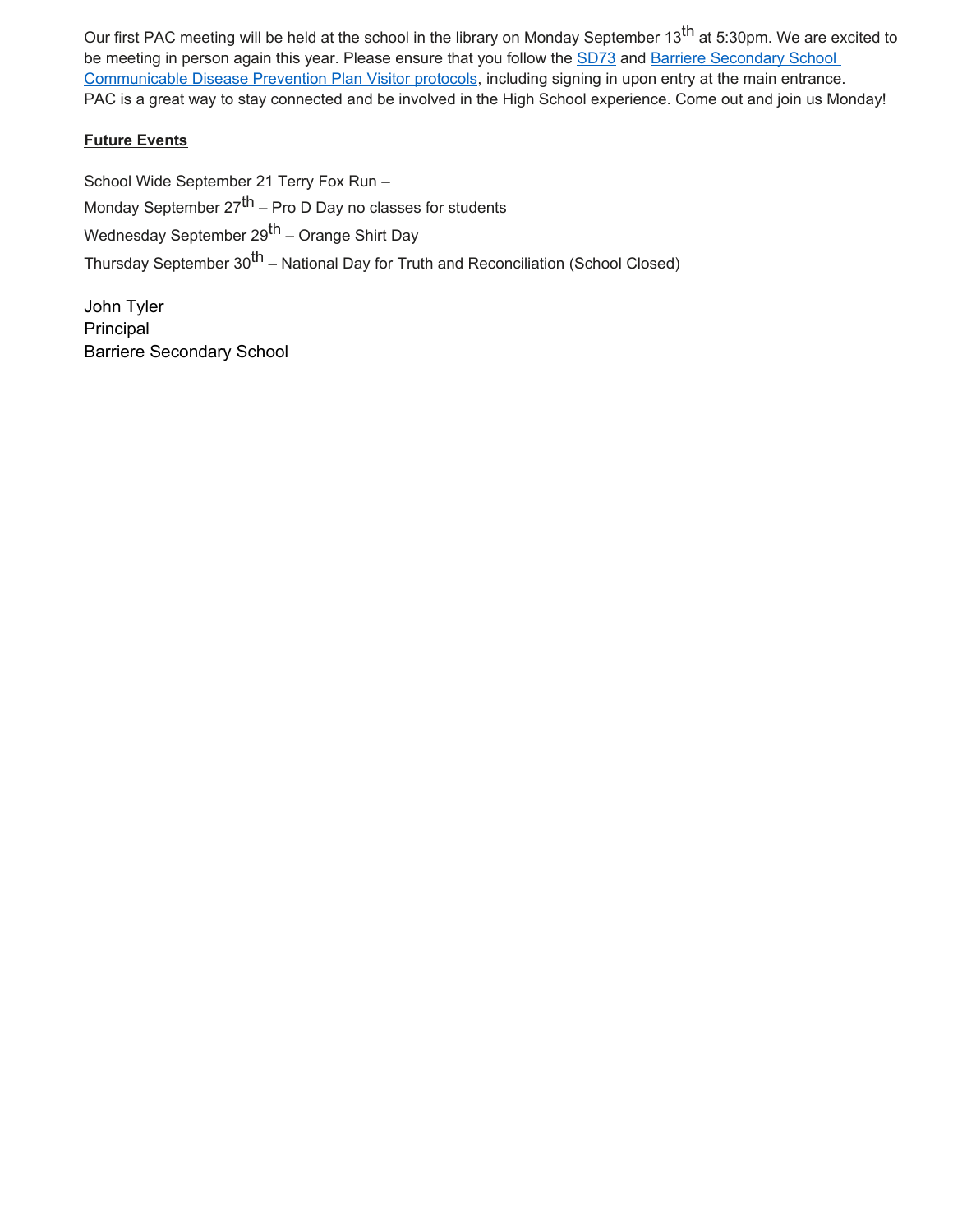Our first PAC meeting will be held at the school in the library on Monday September 13th at 5:30pm. We are excited to be meeting in person again this year. Please ensure that you follow the SD73 and Barriere Secondary School Communicable Disease Prevention Plan Visitor protocols, including signing in upon entry at the main entrance. PAC is a great way to stay connected and be involved in the High School experience. Come out and join us Monday!

**Future Events**

School Wide September 21 Terry Fox Run –

Monday September 27th – Pro D Day no classes for students

Wednesday September 29th – Orange Shirt Day

Thursday September 30th – National Day for Truth and Reconciliation (School Closed)

John Tyler
Principal
Barriere Secondary School